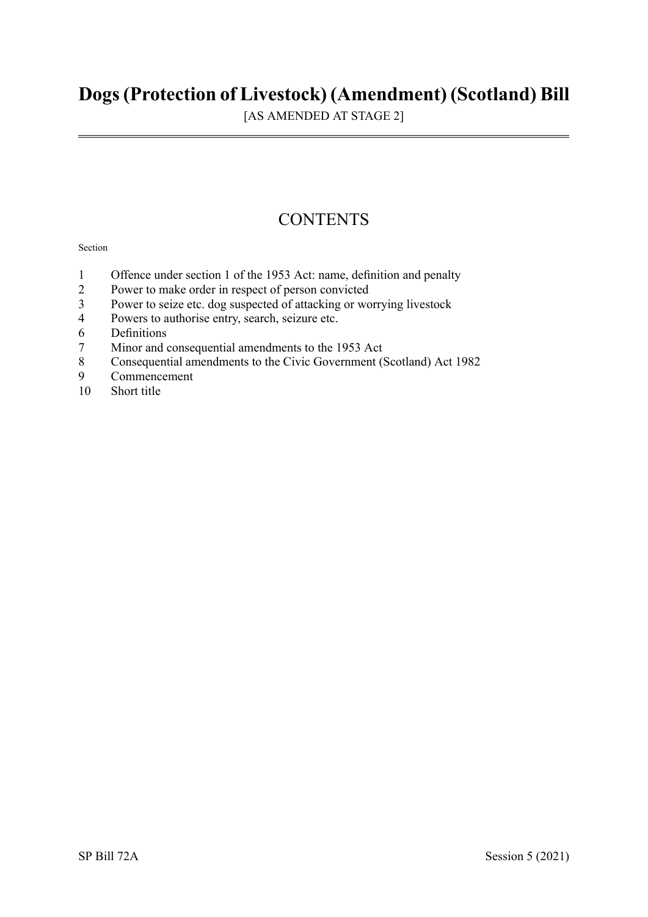# Dogs (Protection of Livestock) (Amendment) (Scotland) Bill

[AS AMENDED AT STAGE 2]

## CONTENTS

Section

1 Offence under section 1 of the 1953 Act: name, definition and penalty
2 Power to make order in respect of person convicted
3 Power to seize etc. dog suspected of attacking or worrying livestock
4 Powers to authorise entry, search, seizure etc.
6 Definitions
7 Minor and consequential amendments to the 1953 Act
8 Consequential amendments to the Civic Government (Scotland) Act 1982
9 Commencement
10 Short title

SP Bill 72A Session 5 (2021)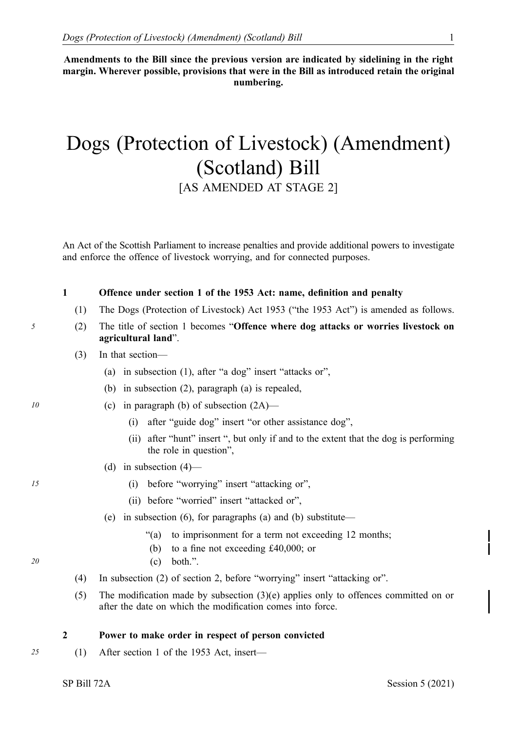**Amendments to the Bill since the previous version are indicated by sidelining in the right margin. Wherever possible, provisions that were in the Bill as introduced retain the original numbering.**

# Dogs (Protection of Livestock) (Amendment) (Scotland) Bill

[AS AMENDED AT STAGE 2]

An Act of the Scottish Parliament to increase penalties and provide additional powers to investigate and enforce the offence of livestock worrying, and for connected purposes.

**1 Offence under section 1 of the 1953 Act: name, definition and penalty**

(1) The Dogs (Protection of Livestock) Act 1953 ("the 1953 Act") is amended as follows.

(2) The title of section 1 becomes "**Offence where dog attacks or worries livestock on agricultural land**".

(3) In that section—

(a) in subsection (1), after "a dog" insert "attacks or",

(b) in subsection (2), paragraph (a) is repealed,

(c) in paragraph (b) of subsection (2A)—

(i) after "guide dog" insert "or other assistance dog",

(ii) after "hunt" insert ", but only if and to the extent that the dog is performing the role in question",

(d) in subsection (4)—

(i) before "worrying" insert "attacking or",

(ii) before "worried" insert "attacked or",

(e) in subsection (6), for paragraphs (a) and (b) substitute—

"(a) to imprisonment for a term not exceeding 12 months;

(b) to a fine not exceeding £40,000; or

(c) both.".

(4) In subsection (2) of section 2, before "worrying" insert "attacking or".

(5) The modification made by subsection (3)(e) applies only to offences committed on or after the date on which the modification comes into force.

**2 Power to make order in respect of person convicted**

(1) After section 1 of the 1953 Act, insert—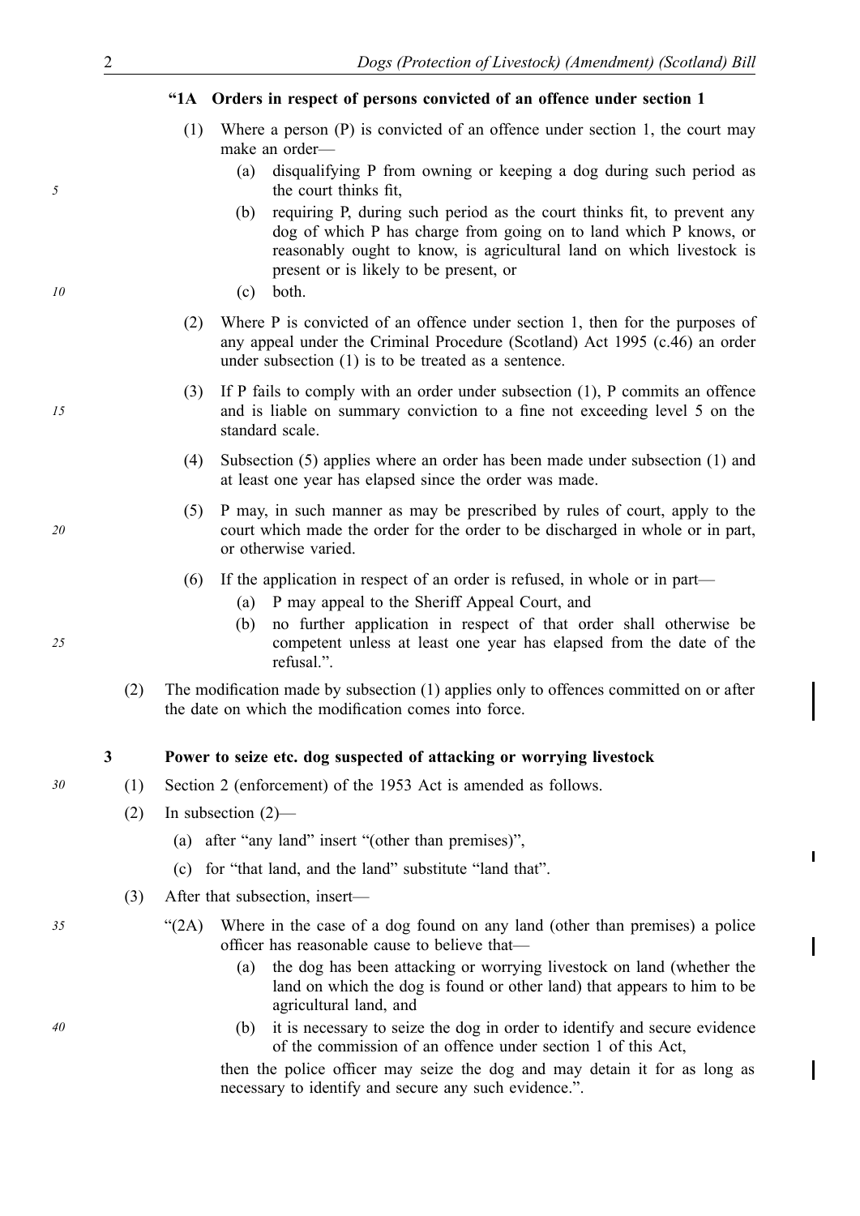**"1A Orders in respect of persons convicted of an offence under section 1**

(1) Where a person (P) is convicted of an offence under section 1, the court may make an order—

(a) disqualifying P from owning or keeping a dog during such period as the court thinks fit,

(b) requiring P, during such period as the court thinks fit, to prevent any dog of which P has charge from going on to land which P knows, or reasonably ought to know, is agricultural land on which livestock is present or is likely to be present, or

(c) both.

(2) Where P is convicted of an offence under section 1, then for the purposes of any appeal under the Criminal Procedure (Scotland) Act 1995 (c.46) an order under subsection (1) is to be treated as a sentence.

(3) If P fails to comply with an order under subsection (1), P commits an offence and is liable on summary conviction to a fine not exceeding level 5 on the standard scale.

(4) Subsection (5) applies where an order has been made under subsection (1) and at least one year has elapsed since the order was made.

(5) P may, in such manner as may be prescribed by rules of court, apply to the court which made the order for the order to be discharged in whole or in part, or otherwise varied.

(6) If the application in respect of an order is refused, in whole or in part—

(a) P may appeal to the Sheriff Appeal Court, and

(b) no further application in respect of that order shall otherwise be competent unless at least one year has elapsed from the date of the refusal.".

(2) The modification made by subsection (1) applies only to offences committed on or after the date on which the modification comes into force.

**3 Power to seize etc. dog suspected of attacking or worrying livestock**

(1) Section 2 (enforcement) of the 1953 Act is amended as follows.

(2) In subsection (2)—

(a) after "any land" insert "(other than premises)",

(c) for "that land, and the land" substitute "land that".

(3) After that subsection, insert—

"(2A) Where in the case of a dog found on any land (other than premises) a police officer has reasonable cause to believe that—

(a) the dog has been attacking or worrying livestock on land (whether the land on which the dog is found or other land) that appears to him to be agricultural land, and

(b) it is necessary to seize the dog in order to identify and secure evidence of the commission of an offence under section 1 of this Act,

then the police officer may seize the dog and may detain it for as long as necessary to identify and secure any such evidence.".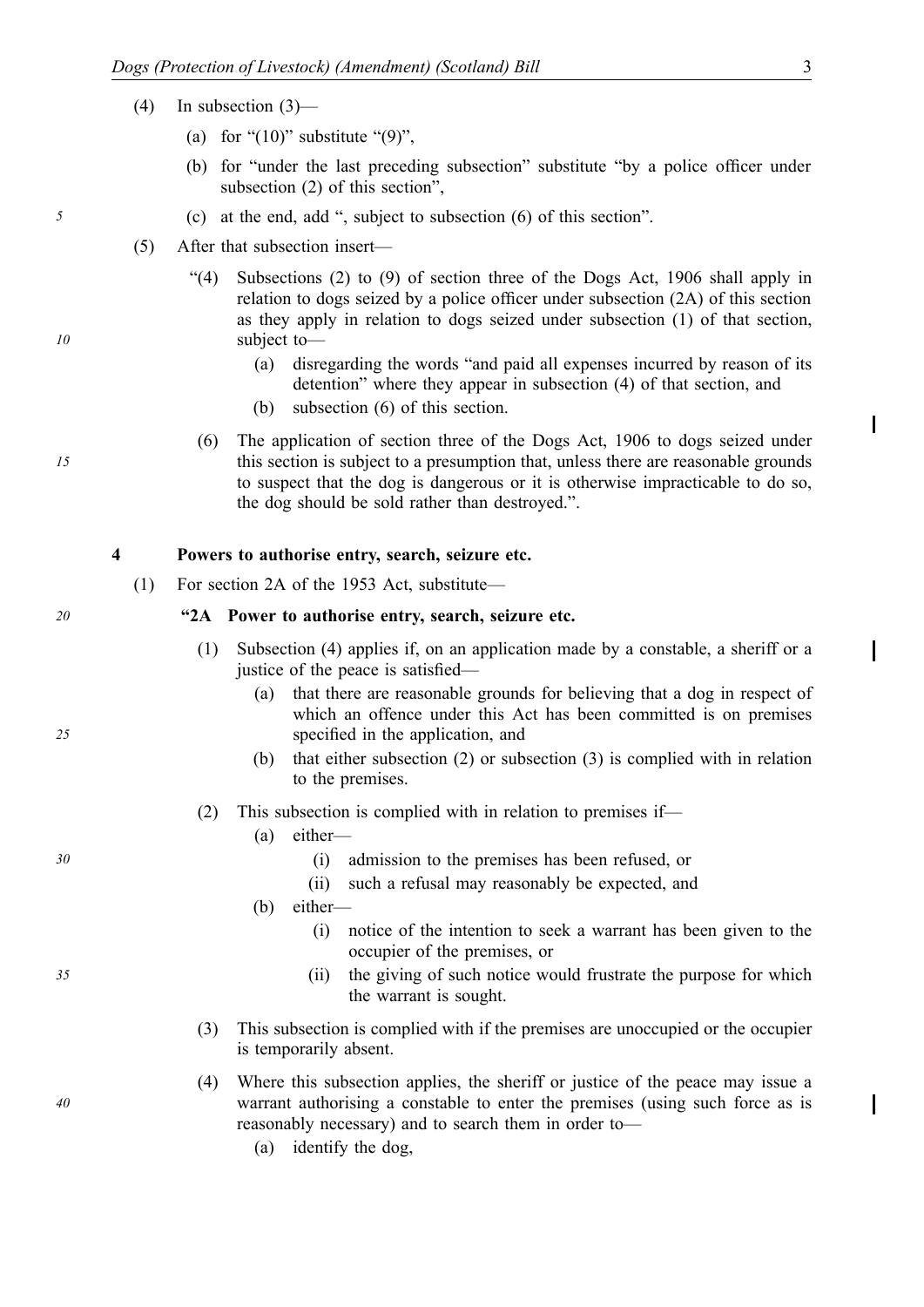(4) In subsection (3)—

(a) for "(10)" substitute "(9)",

(b) for "under the last preceding subsection" substitute "by a police officer under subsection (2) of this section",

(c) at the end, add ", subject to subsection (6) of this section".

(5) After that subsection insert—

"(4) Subsections (2) to (9) of section three of the Dogs Act, 1906 shall apply in relation to dogs seized by a police officer under subsection (2A) of this section as they apply in relation to dogs seized under subsection (1) of that section, subject to—

(a) disregarding the words "and paid all expenses incurred by reason of its detention" where they appear in subsection (4) of that section, and

(b) subsection (6) of this section.

(6) The application of section three of the Dogs Act, 1906 to dogs seized under this section is subject to a presumption that, unless there are reasonable grounds to suspect that the dog is dangerous or it is otherwise impracticable to do so, the dog should be sold rather than destroyed.".

**4 Powers to authorise entry, search, seizure etc.**

(1) For section 2A of the 1953 Act, substitute—

**"2A Power to authorise entry, search, seizure etc.**

(1) Subsection (4) applies if, on an application made by a constable, a sheriff or a justice of the peace is satisfied—

(a) that there are reasonable grounds for believing that a dog in respect of which an offence under this Act has been committed is on premises specified in the application, and

(b) that either subsection (2) or subsection (3) is complied with in relation to the premises.

(2) This subsection is complied with in relation to premises if—

(a) either—

(i) admission to the premises has been refused, or

(ii) such a refusal may reasonably be expected, and

(b) either—

(i) notice of the intention to seek a warrant has been given to the occupier of the premises, or

(ii) the giving of such notice would frustrate the purpose for which the warrant is sought.

(3) This subsection is complied with if the premises are unoccupied or the occupier is temporarily absent.

(4) Where this subsection applies, the sheriff or justice of the peace may issue a warrant authorising a constable to enter the premises (using such force as is reasonably necessary) and to search them in order to—

(a) identify the dog,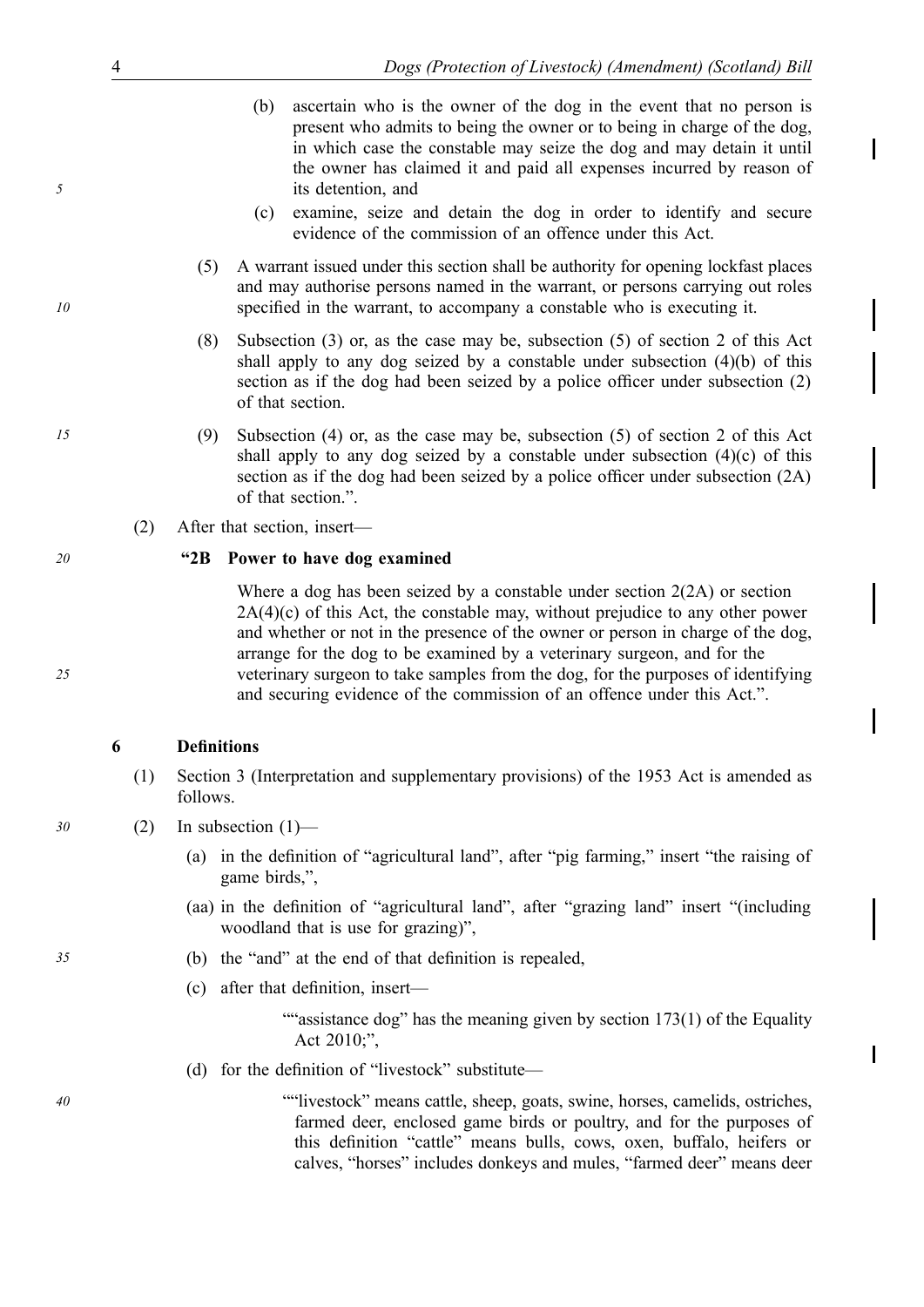(b) ascertain who is the owner of the dog in the event that no person is present who admits to being the owner or to being in charge of the dog, in which case the constable may seize the dog and may detain it until the owner has claimed it and paid all expenses incurred by reason of its detention, and

(c) examine, seize and detain the dog in order to identify and secure evidence of the commission of an offence under this Act.

(5) A warrant issued under this section shall be authority for opening lockfast places and may authorise persons named in the warrant, or persons carrying out roles specified in the warrant, to accompany a constable who is executing it.

(8) Subsection (3) or, as the case may be, subsection (5) of section 2 of this Act shall apply to any dog seized by a constable under subsection (4)(b) of this section as if the dog had been seized by a police officer under subsection (2) of that section.

(9) Subsection (4) or, as the case may be, subsection (5) of section 2 of this Act shall apply to any dog seized by a constable under subsection (4)(c) of this section as if the dog had been seized by a police officer under subsection (2A) of that section.".

(2) After that section, insert—

**"2B Power to have dog examined**

Where a dog has been seized by a constable under section 2(2A) or section 2A(4)(c) of this Act, the constable may, without prejudice to any other power and whether or not in the presence of the owner or person in charge of the dog, arrange for the dog to be examined by a veterinary surgeon, and for the veterinary surgeon to take samples from the dog, for the purposes of identifying and securing evidence of the commission of an offence under this Act.".

**6 Definitions**

(1) Section 3 (Interpretation and supplementary provisions) of the 1953 Act is amended as follows.

(2) In subsection (1)—

(a) in the definition of "agricultural land", after "pig farming," insert "the raising of game birds,",

(aa) in the definition of "agricultural land", after "grazing land" insert "(including woodland that is use for grazing)",

(b) the "and" at the end of that definition is repealed,

(c) after that definition, insert—

""assistance dog" has the meaning given by section 173(1) of the Equality Act 2010;",

(d) for the definition of "livestock" substitute—

""livestock" means cattle, sheep, goats, swine, horses, camelids, ostriches, farmed deer, enclosed game birds or poultry, and for the purposes of this definition "cattle" means bulls, cows, oxen, buffalo, heifers or calves, "horses" includes donkeys and mules, "farmed deer" means deer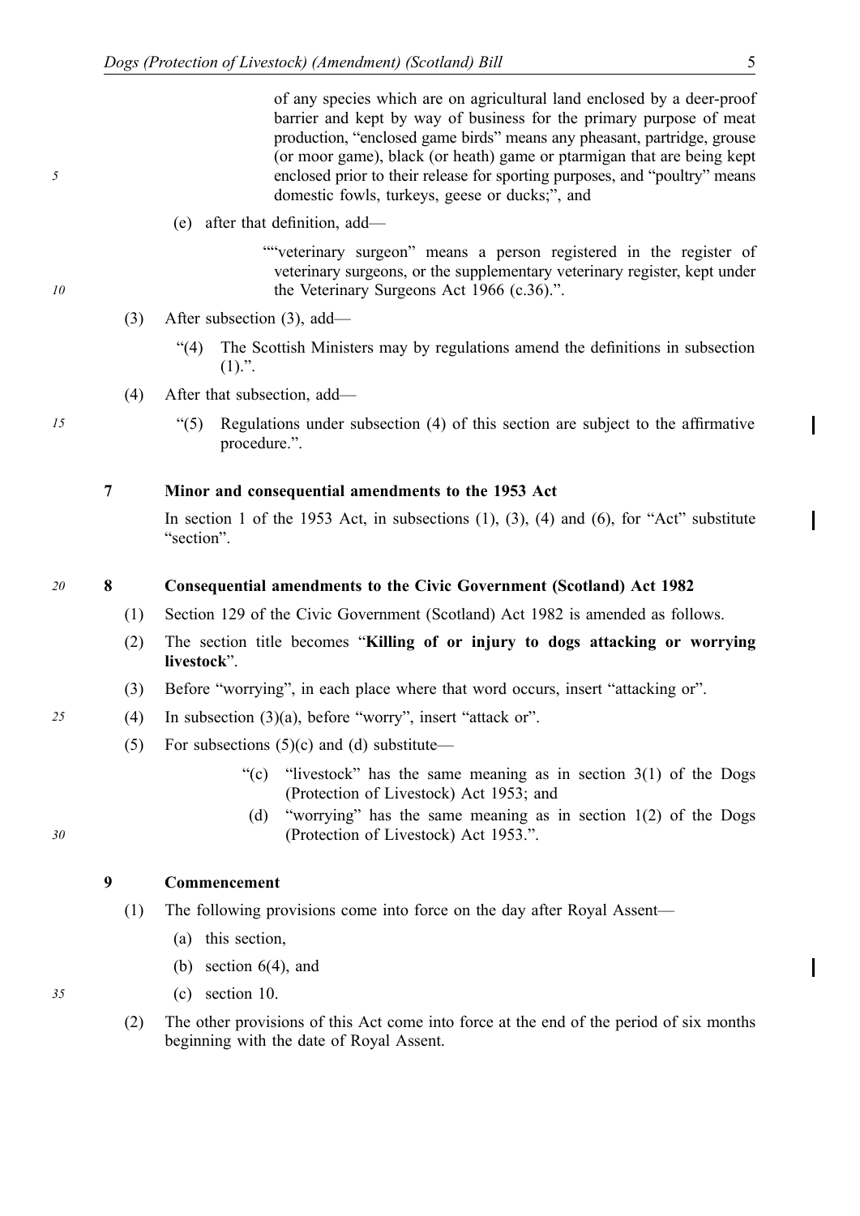of any species which are on agricultural land enclosed by a deer-proof barrier and kept by way of business for the primary purpose of meat production, "enclosed game birds" means any pheasant, partridge, grouse (or moor game), black (or heath) game or ptarmigan that are being kept enclosed prior to their release for sporting purposes, and "poultry" means domestic fowls, turkeys, geese or ducks;", and

(e) after that definition, add—

""veterinary surgeon" means a person registered in the register of veterinary surgeons, or the supplementary veterinary register, kept under the Veterinary Surgeons Act 1966 (c.36).".

(3) After subsection (3), add—

"(4) The Scottish Ministers may by regulations amend the definitions in subsection (1).".

(4) After that subsection, add—

"(5) Regulations under subsection (4) of this section are subject to the affirmative procedure.".

**7 Minor and consequential amendments to the 1953 Act**

In section 1 of the 1953 Act, in subsections (1), (3), (4) and (6), for "Act" substitute "section".

**8 Consequential amendments to the Civic Government (Scotland) Act 1982**

(1) Section 129 of the Civic Government (Scotland) Act 1982 is amended as follows.

(2) The section title becomes "**Killing of or injury to dogs attacking or worrying livestock**".

(3) Before "worrying", in each place where that word occurs, insert "attacking or".

(4) In subsection (3)(a), before "worry", insert "attack or".

(5) For subsections (5)(c) and (d) substitute—

"(c) "livestock" has the same meaning as in section 3(1) of the Dogs (Protection of Livestock) Act 1953; and

(d) "worrying" has the same meaning as in section 1(2) of the Dogs (Protection of Livestock) Act 1953.".

**9 Commencement**

(1) The following provisions come into force on the day after Royal Assent—

(a) this section,

(b) section 6(4), and

(c) section 10.

(2) The other provisions of this Act come into force at the end of the period of six months beginning with the date of Royal Assent.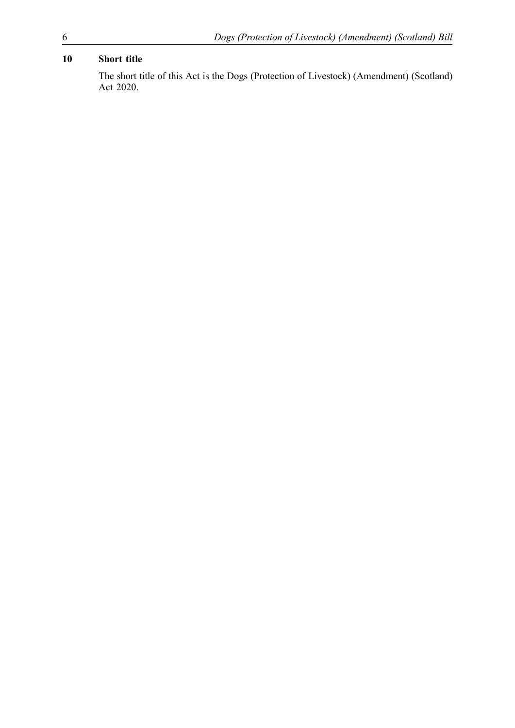**10 Short title**

The short title of this Act is the Dogs (Protection of Livestock) (Amendment) (Scotland) Act 2020.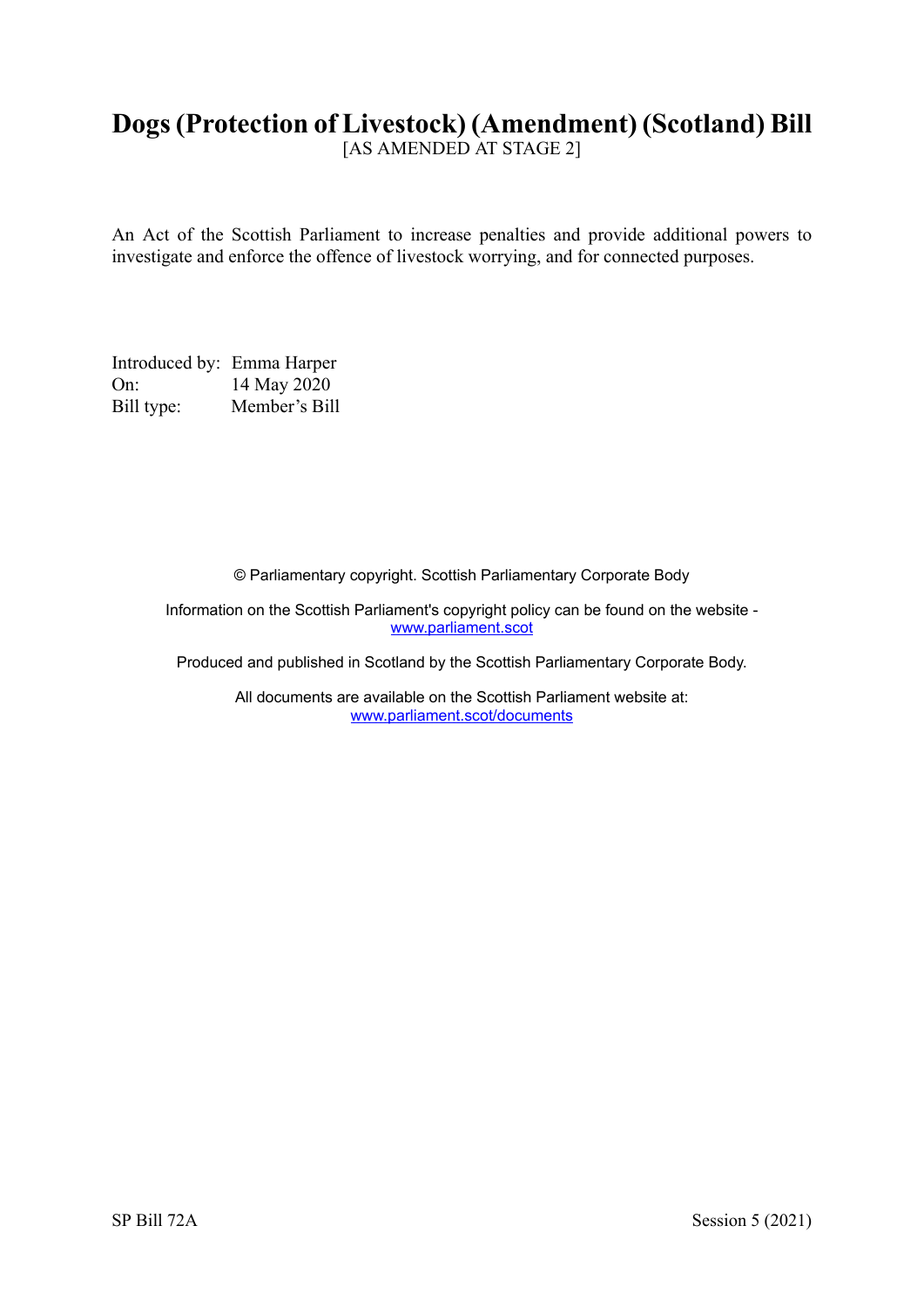# Dogs (Protection of Livestock) (Amendment) (Scotland) Bill

[AS AMENDED AT STAGE 2]

An Act of the Scottish Parliament to increase penalties and provide additional powers to investigate and enforce the offence of livestock worrying, and for connected purposes.

Introduced by: Emma Harper
On: 14 May 2020
Bill type: Member's Bill

© Parliamentary copyright. Scottish Parliamentary Corporate Body

Information on the Scottish Parliament's copyright policy can be found on the website - www.parliament.scot

Produced and published in Scotland by the Scottish Parliamentary Corporate Body.

All documents are available on the Scottish Parliament website at: www.parliament.scot/documents

SP Bill 72A Session 5 (2021)